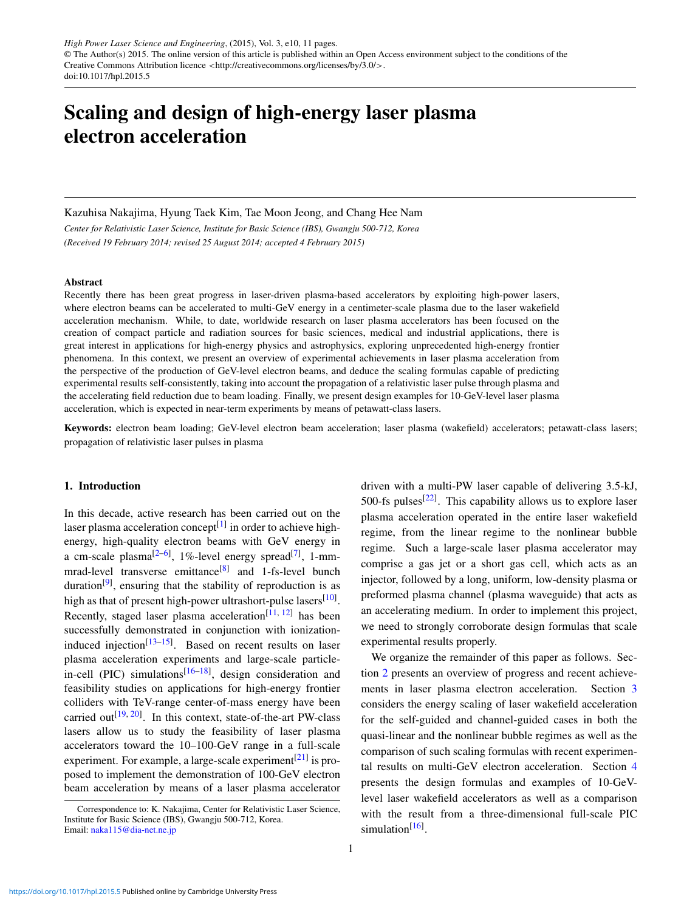*High Power Laser Science and Engineering*, (2015), Vol. 3, e10, 11 pages.
© The Author(s) 2015. The online version of this article is published within an Open Access environment subject to the conditions of the Creative Commons Attribution licence <http://creativecommons.org/licenses/by/3.0/>.
doi:10.1017/hpl.2015.5

# Scaling and design of high-energy laser plasma electron acceleration

Kazuhisa Nakajima, Hyung Taek Kim, Tae Moon Jeong, and Chang Hee Nam

*Center for Relativistic Laser Science, Institute for Basic Science (IBS), Gwangju 500-712, Korea*
*(Received 19 February 2014; revised 25 August 2014; accepted 4 February 2015)*

### Abstract

Recently there has been great progress in laser-driven plasma-based accelerators by exploiting high-power lasers, where electron beams can be accelerated to multi-GeV energy in a centimeter-scale plasma due to the laser wakefield acceleration mechanism. While, to date, worldwide research on laser plasma accelerators has been focused on the creation of compact particle and radiation sources for basic sciences, medical and industrial applications, there is great interest in applications for high-energy physics and astrophysics, exploring unprecedented high-energy frontier phenomena. In this context, we present an overview of experimental achievements in laser plasma acceleration from the perspective of the production of GeV-level electron beams, and deduce the scaling formulas capable of predicting experimental results self-consistently, taking into account the propagation of a relativistic laser pulse through plasma and the accelerating field reduction due to beam loading. Finally, we present design examples for 10-GeV-level laser plasma acceleration, which is expected in near-term experiments by means of petawatt-class lasers.

**Keywords:** electron beam loading; GeV-level electron beam acceleration; laser plasma (wakefield) accelerators; petawatt-class lasers; propagation of relativistic laser pulses in plasma

## 1. Introduction

In this decade, active research has been carried out on the laser plasma acceleration concept[1] in order to achieve high-energy, high-quality electron beams with GeV energy in a cm-scale plasma[2–6], 1%-level energy spread[7], 1-mm-mrad-level transverse emittance[8] and 1-fs-level bunch duration[9], ensuring that the stability of reproduction is as high as that of present high-power ultrashort-pulse lasers[10]. Recently, staged laser plasma acceleration[11, 12] has been successfully demonstrated in conjunction with ionization-induced injection[13–15]. Based on recent results on laser plasma acceleration experiments and large-scale particle-in-cell (PIC) simulations[16–18], design consideration and feasibility studies on applications for high-energy frontier colliders with TeV-range center-of-mass energy have been carried out[19, 20]. In this context, state-of-the-art PW-class lasers allow us to study the feasibility of laser plasma accelerators toward the 10–100-GeV range in a full-scale experiment. For example, a large-scale experiment[21] is proposed to implement the demonstration of 100-GeV electron beam acceleration by means of a laser plasma accelerator driven with a multi-PW laser capable of delivering 3.5-kJ, 500-fs pulses[22]. This capability allows us to explore laser plasma acceleration operated in the entire laser wakefield regime, from the linear regime to the nonlinear bubble regime. Such a large-scale laser plasma accelerator may comprise a gas jet or a short gas cell, which acts as an injector, followed by a long, uniform, low-density plasma or preformed plasma channel (plasma waveguide) that acts as an accelerating medium. In order to implement this project, we need to strongly corroborate design formulas that scale experimental results properly.

We organize the remainder of this paper as follows. Section 2 presents an overview of progress and recent achievements in laser plasma electron acceleration. Section 3 considers the energy scaling of laser wakefield acceleration for the self-guided and channel-guided cases in both the quasi-linear and the nonlinear bubble regimes as well as the comparison of such scaling formulas with recent experimental results on multi-GeV electron acceleration. Section 4 presents the design formulas and examples of 10-GeV-level laser wakefield accelerators as well as a comparison with the result from a three-dimensional full-scale PIC simulation[16].

Correspondence to: K. Nakajima, Center for Relativistic Laser Science, Institute for Basic Science (IBS), Gwangju 500-712, Korea. Email: naka115@dia-net.ne.jp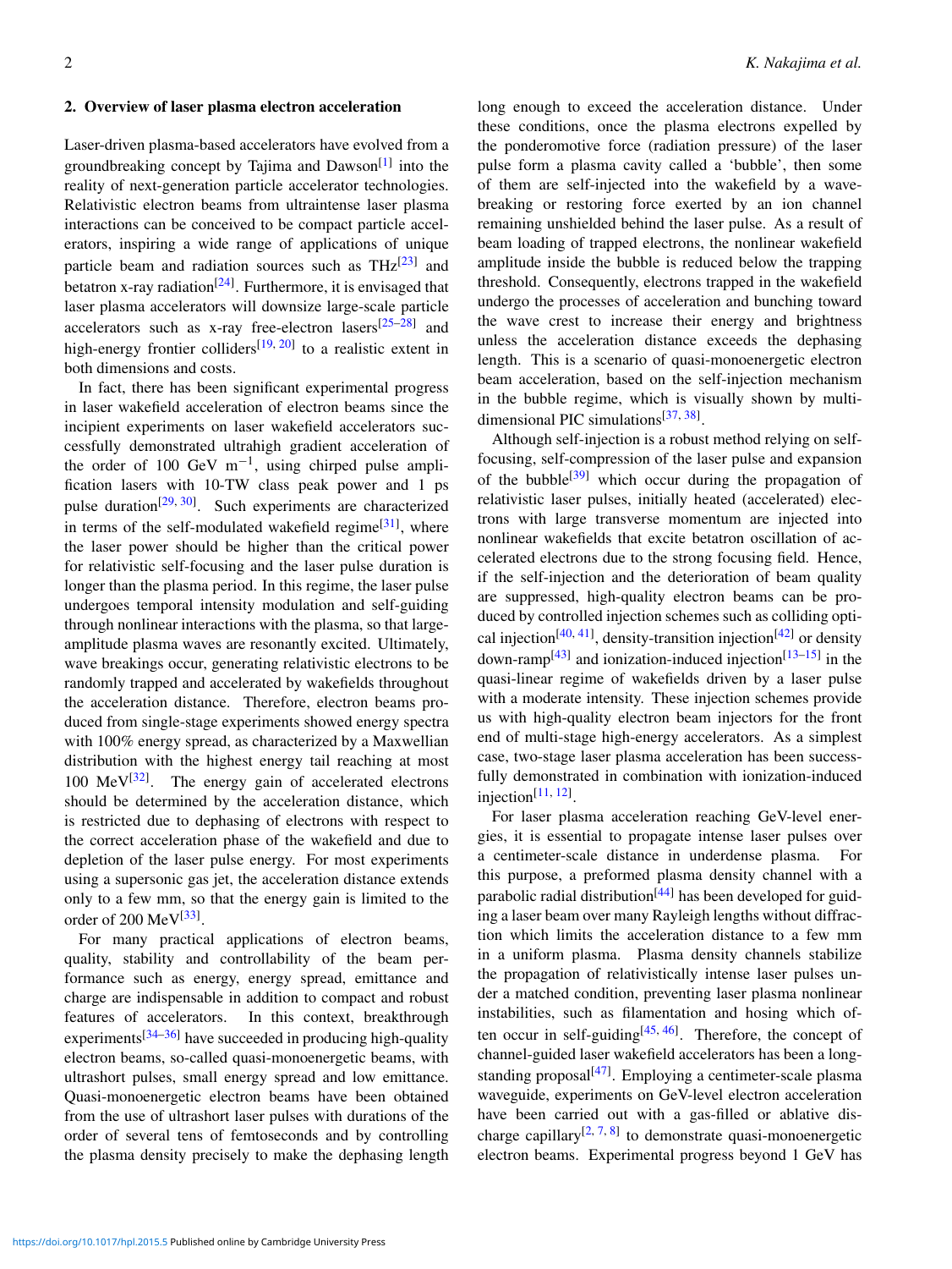## 2. Overview of laser plasma electron acceleration

Laser-driven plasma-based accelerators have evolved from a groundbreaking concept by Tajima and Dawson[1] into the reality of next-generation particle accelerator technologies. Relativistic electron beams from ultraintense laser plasma interactions can be conceived to be compact particle accelerators, inspiring a wide range of applications of unique particle beam and radiation sources such as THz[23] and betatron x-ray radiation[24]. Furthermore, it is envisaged that laser plasma accelerators will downsize large-scale particle accelerators such as x-ray free-electron lasers[25–28] and high-energy frontier colliders[19, 20] to a realistic extent in both dimensions and costs.

In fact, there has been significant experimental progress in laser wakefield acceleration of electron beams since the incipient experiments on laser wakefield accelerators successfully demonstrated ultrahigh gradient acceleration of the order of 100 GeV $\mathrm{m}^{-1}$, using chirped pulse amplification lasers with 10-TW class peak power and 1 ps pulse duration[29, 30]. Such experiments are characterized in terms of the self-modulated wakefield regime[31], where the laser power should be higher than the critical power for relativistic self-focusing and the laser pulse duration is longer than the plasma period. In this regime, the laser pulse undergoes temporal intensity modulation and self-guiding through nonlinear interactions with the plasma, so that large-amplitude plasma waves are resonantly excited. Ultimately, wave breakings occur, generating relativistic electrons to be randomly trapped and accelerated by wakefields throughout the acceleration distance. Therefore, electron beams produced from single-stage experiments showed energy spectra with 100% energy spread, as characterized by a Maxwellian distribution with the highest energy tail reaching at most 100 MeV[32]. The energy gain of accelerated electrons should be determined by the acceleration distance, which is restricted due to dephasing of electrons with respect to the correct acceleration phase of the wakefield and due to depletion of the laser pulse energy. For most experiments using a supersonic gas jet, the acceleration distance extends only to a few mm, so that the energy gain is limited to the order of 200 MeV[33].

For many practical applications of electron beams, quality, stability and controllability of the beam performance such as energy, energy spread, emittance and charge are indispensable in addition to compact and robust features of accelerators. In this context, breakthrough experiments[34–36] have succeeded in producing high-quality electron beams, so-called quasi-monoenergetic beams, with ultrashort pulses, small energy spread and low emittance. Quasi-monoenergetic electron beams have been obtained from the use of ultrashort laser pulses with durations of the order of several tens of femtoseconds and by controlling the plasma density precisely to make the dephasing length long enough to exceed the acceleration distance. Under these conditions, once the plasma electrons expelled by the ponderomotive force (radiation pressure) of the laser pulse form a plasma cavity called a 'bubble', then some of them are self-injected into the wakefield by a wave-breaking or restoring force exerted by an ion channel remaining unshielded behind the laser pulse. As a result of beam loading of trapped electrons, the nonlinear wakefield amplitude inside the bubble is reduced below the trapping threshold. Consequently, electrons trapped in the wakefield undergo the processes of acceleration and bunching toward the wave crest to increase their energy and brightness unless the acceleration distance exceeds the dephasing length. This is a scenario of quasi-monoenergetic electron beam acceleration, based on the self-injection mechanism in the bubble regime, which is visually shown by multi-dimensional PIC simulations[37, 38].

Although self-injection is a robust method relying on self-focusing, self-compression of the laser pulse and expansion of the bubble[39] which occur during the propagation of relativistic laser pulses, initially heated (accelerated) electrons with large transverse momentum are injected into nonlinear wakefields that excite betatron oscillation of accelerated electrons due to the strong focusing field. Hence, if the self-injection and the deterioration of beam quality are suppressed, high-quality electron beams can be produced by controlled injection schemes such as colliding optical injection[40, 41], density-transition injection[42] or density down-ramp[43] and ionization-induced injection[13–15] in the quasi-linear regime of wakefields driven by a laser pulse with a moderate intensity. These injection schemes provide us with high-quality electron beam injectors for the front end of multi-stage high-energy accelerators. As a simplest case, two-stage laser plasma acceleration has been successfully demonstrated in combination with ionization-induced injection[11, 12].

For laser plasma acceleration reaching GeV-level energies, it is essential to propagate intense laser pulses over a centimeter-scale distance in underdense plasma. For this purpose, a preformed plasma density channel with a parabolic radial distribution[44] has been developed for guiding a laser beam over many Rayleigh lengths without diffraction which limits the acceleration distance to a few mm in a uniform plasma. Plasma density channels stabilize the propagation of relativistically intense laser pulses under a matched condition, preventing laser plasma nonlinear instabilities, such as filamentation and hosing which often occur in self-guiding[45, 46]. Therefore, the concept of channel-guided laser wakefield accelerators has been a longstanding proposal[47]. Employing a centimeter-scale plasma waveguide, experiments on GeV-level electron acceleration have been carried out with a gas-filled or ablative discharge capillary[2, 7, 8] to demonstrate quasi-monoenergetic electron beams. Experimental progress beyond 1 GeV has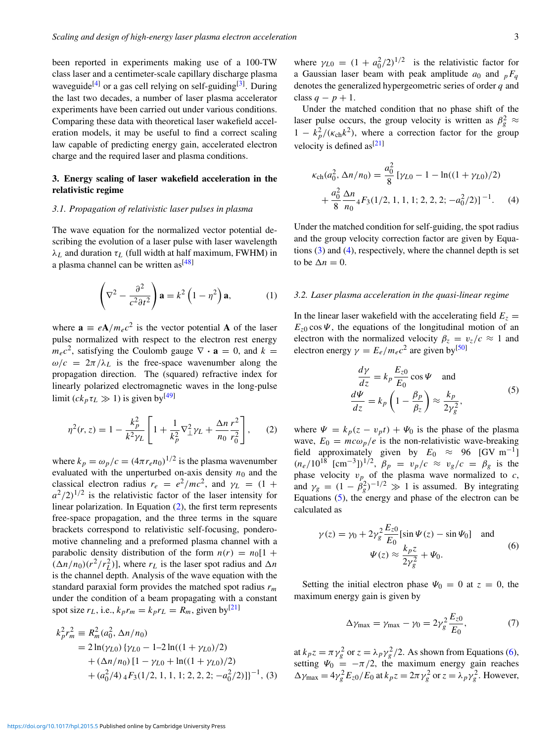been reported in experiments making use of a 100-TW class laser and a centimeter-scale capillary discharge plasma waveguide[4] or a gas cell relying on self-guiding[3]. During the last two decades, a number of laser plasma accelerator experiments have been carried out under various conditions. Comparing these data with theoretical laser wakefield acceleration models, it may be useful to find a correct scaling law capable of predicting energy gain, accelerated electron charge and the required laser and plasma conditions.

## 3. Energy scaling of laser wakefield acceleration in the relativistic regime

### 3.1. Propagation of relativistic laser pulses in plasma

The wave equation for the normalized vector potential describing the evolution of a laser pulse with laser wavelength $\lambda_L$ and duration $\tau_L$ (full width at half maximum, FWHM) in a plasma channel can be written as[48]

$$\left(\nabla^2 - \frac{\partial^2}{c^2 \partial t^2}\right) \mathbf{a} = k^2 \left(1 - \eta^2\right) \mathbf{a}, \tag{1}$$

where $\mathbf{a} \equiv e\mathbf{A}/m_e c^2$ is the vector potential $\mathbf{A}$ of the laser pulse normalized with respect to the electron rest energy $m_e c^2$, satisfying the Coulomb gauge $\nabla \cdot \mathbf{a} = 0$, and $k = \omega/c = 2\pi/\lambda_L$ is the free-space wavenumber along the propagation direction. The (squared) refractive index for linearly polarized electromagnetic waves in the long-pulse limit ($ck_p \tau_L \gg 1$) is given by[49]

$$\eta^2(r, z) = 1 - \frac{k_p^2}{k^2 \gamma_L}\left[1 + \frac{1}{k_p^2}\nabla_\perp^2 \gamma_L + \frac{\Delta n}{n_0}\frac{r^2}{r_0^2}\right], \tag{2}$$

where $k_p = \omega_p/c = (4\pi r_e n_0)^{1/2}$ is the plasma wavenumber evaluated with the unperturbed on-axis density $n_0$ and the classical electron radius $r_e = e^2/mc^2$, and $\gamma_L = (1 + a^2/2)^{1/2}$ is the relativistic factor of the laser intensity for linear polarization. In Equation (2), the first term represents free-space propagation, and the three terms in the square brackets correspond to relativistic self-focusing, ponderomotive channeling and a preformed plasma channel with a parabolic density distribution of the form $n(r) = n_0[1 + (\Delta n/n_0)(r^2/r_L^2)]$, where $r_L$ is the laser spot radius and $\Delta n$ is the channel depth. Analysis of the wave equation with the standard paraxial form provides the matched spot radius $r_m$ under the condition of a beam propagating with a constant spot size $r_L$, i.e., $k_p r_m = k_p r_L = R_m$, given by[21]

$$\begin{aligned}
k_p^2 r_m^2 &\equiv R_m^2(a_0^2, \Delta n/n_0) \\
&= 2\ln(\gamma_{L0})\{\gamma_{L0} - 1\text{–}2\ln((1+\gamma_{L0})/2) \\
&\quad + (\Delta n/n_0)[1 - \gamma_{L0} + \ln((1+\gamma_{L0})/2) \\
&\quad + (a_0^2/4)\,{}_4F_3(1/2, 1, 1, 1; 2, 2, 2; -a_0^2/2)]\}^{-1},
\end{aligned} \tag{3}$$

where $\gamma_{L0} = (1 + a_0^2/2)^{1/2}$ is the relativistic factor for a Gaussian laser beam with peak amplitude $a_0$ and ${}_pF_q$ denotes the generalized hypergeometric series of order $q$ and class $q - p + 1$.

Under the matched condition that no phase shift of the laser pulse occurs, the group velocity is written as $\beta_g^2 \approx 1 - k_p^2/(\kappa_{\rm ch} k^2)$, where a correction factor for the group velocity is defined as[21]

$$\begin{aligned}
\kappa_{\rm ch}(a_0^2, \Delta n/n_0) = \frac{a_0^2}{8}\,[\gamma_{L0} - 1 - \ln((1+\gamma_{L0})/2) \\
+ \frac{a_0^2}{8}\frac{\Delta n}{n_0}{}_4F_3(1/2, 1, 1, 1; 2, 2, 2; -a_0^2/2)]^{-1}.
\end{aligned} \tag{4}$$

Under the matched condition for self-guiding, the spot radius and the group velocity correction factor are given by Equations (3) and (4), respectively, where the channel depth is set to be $\Delta n = 0$.

### 3.2. Laser plasma acceleration in the quasi-linear regime

In the linear laser wakefield with the accelerating field $E_z = E_{z0}\cos\Psi$, the equations of the longitudinal motion of an electron with the normalized velocity $\beta_z = v_z/c \approx 1$ and electron energy $\gamma = E_e/m_e c^2$ are given by[50]

$$\begin{aligned}
\frac{d\gamma}{dz} &= k_p \frac{E_{z0}}{E_0}\cos\Psi \quad \text{and} \\
\frac{d\Psi}{dz} &= k_p\left(1 - \frac{\beta_p}{\beta_z}\right) \approx \frac{k_p}{2\gamma_g^2},
\end{aligned} \tag{5}$$

where $\Psi = k_p(z - v_p t) + \Psi_0$ is the phase of the plasma wave, $E_0 = mc\omega_p/e$ is the non-relativistic wave-breaking field approximately given by $E_0 \approx 96$ [GV m$^{-1}$] $(n_e/10^{18}$ [cm$^{-3}$]$)^{1/2}$, $\beta_p = v_p/c \approx v_g/c = \beta_g$ is the phase velocity $v_p$ of the plasma wave normalized to $c$, and $\gamma_g = (1 - \beta_g^2)^{-1/2} \gg 1$ is assumed. By integrating Equations (5), the energy and phase of the electron can be calculated as

$$\begin{aligned}
\gamma(z) &= \gamma_0 + 2\gamma_g^2 \frac{E_{z0}}{E_0}[\sin\Psi(z) - \sin\Psi_0] \quad \text{and} \\
\Psi(z) &\approx \frac{k_p z}{2\gamma_g^2} + \Psi_0.
\end{aligned} \tag{6}$$

Setting the initial electron phase $\Psi_0 = 0$ at $z = 0$, the maximum energy gain is given by

$$\Delta\gamma_{\max} = \gamma_{\max} - \gamma_0 = 2\gamma_g^2 \frac{E_{z0}}{E_0}, \tag{7}$$

at $k_p z = \pi\gamma_g^2$ or $z = \lambda_p \gamma_g^2/2$. As shown from Equations (6), setting $\Psi_0 = -\pi/2$, the maximum energy gain reaches $\Delta\gamma_{\max} = 4\gamma_g^2 E_{z0}/E_0$ at $k_p z = 2\pi\gamma_g^2$ or $z = \lambda_p \gamma_g^2$. However,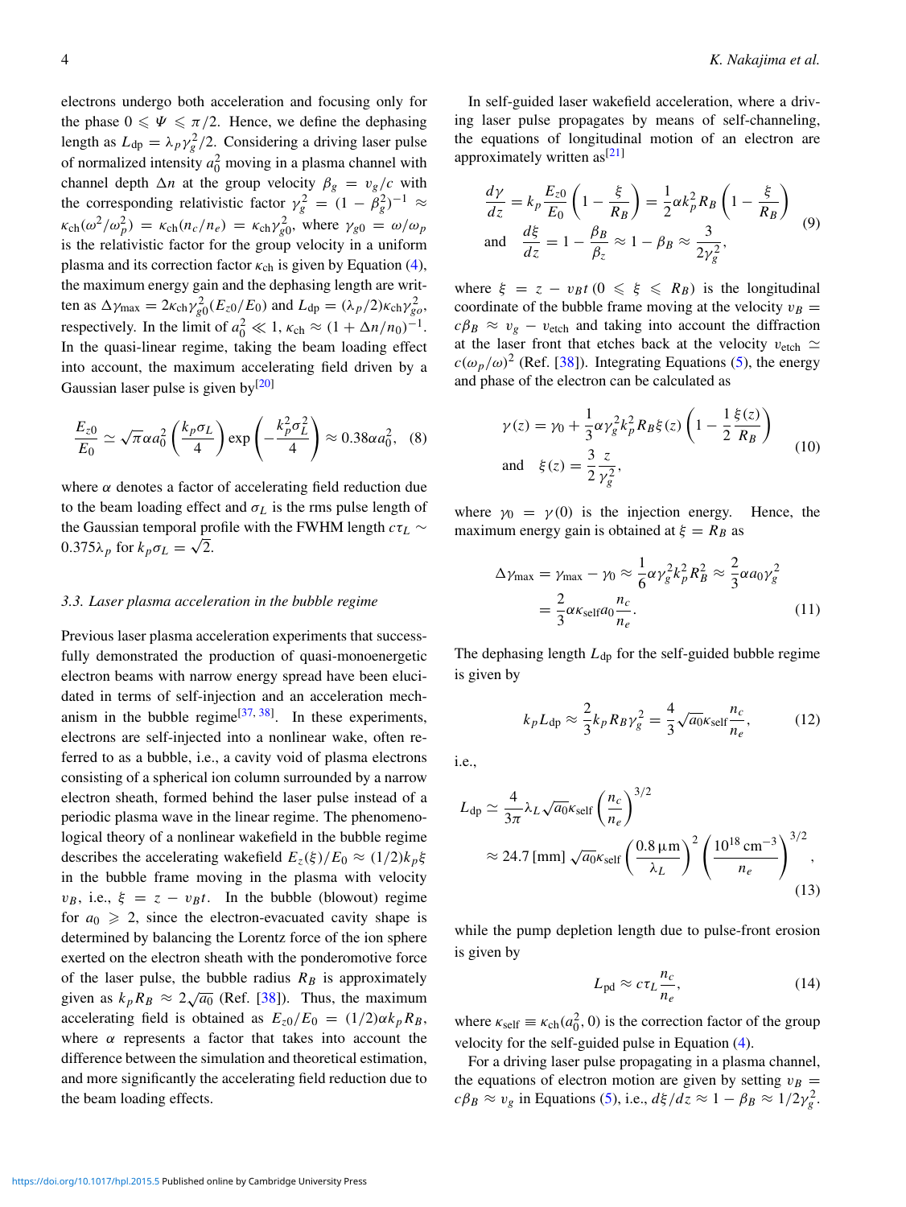electrons undergo both acceleration and focusing only for the phase $0 \leqslant \Psi \leqslant \pi/2$. Hence, we define the dephasing length as $L_{\rm dp} = \lambda_p \gamma_g^2/2$. Considering a driving laser pulse of normalized intensity $a_0^2$ moving in a plasma channel with channel depth $\Delta n$ at the group velocity $\beta_g = v_g/c$ with the corresponding relativistic factor $\gamma_g^2 = (1-\beta_g^2)^{-1} \approx \kappa_{\rm ch}(\omega^2/\omega_p^2) = \kappa_{\rm ch}(n_c/n_e) = \kappa_{\rm ch}\gamma_{g0}^2$, where $\gamma_{g0} = \omega/\omega_p$ is the relativistic factor for the group velocity in a uniform plasma and its correction factor $\kappa_{\rm ch}$ is given by Equation (4), the maximum energy gain and the dephasing length are written as $\Delta\gamma_{\rm max} = 2\kappa_{\rm ch}\gamma_{g0}^2(E_{z0}/E_0)$ and $L_{\rm dp} = (\lambda_p/2)\kappa_{\rm ch}\gamma_{go}^2$, respectively. In the limit of $a_0^2 \ll 1$, $\kappa_{\rm ch} \approx (1+\Delta n/n_0)^{-1}$. In the quasi-linear regime, taking the beam loading effect into account, the maximum accelerating field driven by a Gaussian laser pulse is given by[20]

$$\frac{E_{z0}}{E_0} \simeq \sqrt{\pi}\alpha a_0^2 \left(\frac{k_p\sigma_L}{4}\right)\exp\left(-\frac{k_p^2\sigma_L^2}{4}\right) \approx 0.38\alpha a_0^2, \quad (8)$$

where $\alpha$ denotes a factor of accelerating field reduction due to the beam loading effect and $\sigma_L$ is the rms pulse length of the Gaussian temporal profile with the FWHM length $c\tau_L \sim 0.375\lambda_p$ for $k_p\sigma_L = \sqrt{2}$.

### 3.3. Laser plasma acceleration in the bubble regime

Previous laser plasma acceleration experiments that successfully demonstrated the production of quasi-monoenergetic electron beams with narrow energy spread have been elucidated in terms of self-injection and an acceleration mechanism in the bubble regime[37, 38]. In these experiments, electrons are self-injected into a nonlinear wake, often referred to as a bubble, i.e., a cavity void of plasma electrons consisting of a spherical ion column surrounded by a narrow electron sheath, formed behind the laser pulse instead of a periodic plasma wave in the linear regime. The phenomenological theory of a nonlinear wakefield in the bubble regime describes the accelerating wakefield $E_z(\xi)/E_0 \approx (1/2)k_p\xi$ in the bubble frame moving in the plasma with velocity $v_B$, i.e., $\xi = z - v_B t$. In the bubble (blowout) regime for $a_0 \geqslant 2$, since the electron-evacuated cavity shape is determined by balancing the Lorentz force of the ion sphere exerted on the electron sheath with the ponderomotive force of the laser pulse, the bubble radius $R_B$ is approximately given as $k_pR_B \approx 2\sqrt{a_0}$ (Ref. [38]). Thus, the maximum accelerating field is obtained as $E_{z0}/E_0 = (1/2)\alpha k_p R_B$, where $\alpha$ represents a factor that takes into account the difference between the simulation and theoretical estimation, and more significantly the accelerating field reduction due to the beam loading effects.

In self-guided laser wakefield acceleration, where a driving laser pulse propagates by means of self-channeling, the equations of longitudinal motion of an electron are approximately written as[21]

$$\frac{d\gamma}{dz} = k_p\frac{E_{z0}}{E_0}\left(1-\frac{\xi}{R_B}\right) = \frac{1}{2}\alpha k_p^2 R_B\left(1-\frac{\xi}{R_B}\right)$$
$$\text{and} \quad \frac{d\xi}{dz} = 1 - \frac{\beta_B}{\beta_z} \approx 1-\beta_B \approx \frac{3}{2\gamma_g^2}, \quad (9)$$

where $\xi = z - v_B t\, (0 \leqslant \xi \leqslant R_B)$ is the longitudinal coordinate of the bubble frame moving at the velocity $v_B = c\beta_B \approx v_g - v_{\rm etch}$ and taking into account the diffraction at the laser front that etches back at the velocity $v_{\rm etch} \simeq c(\omega_p/\omega)^2$ (Ref. [38]). Integrating Equations (5), the energy and phase of the electron can be calculated as

$$\gamma(z) = \gamma_0 + \frac{1}{3}\alpha\gamma_g^2 k_p^2 R_B \xi(z)\left(1 - \frac{1}{2}\frac{\xi(z)}{R_B}\right)$$
$$\text{and} \quad \xi(z) = \frac{3}{2}\frac{z}{\gamma_g^2}, \quad (10)$$

where $\gamma_0 = \gamma(0)$ is the injection energy. Hence, the maximum energy gain is obtained at $\xi = R_B$ as

$$\Delta\gamma_{\rm max} = \gamma_{\rm max} - \gamma_0 \approx \frac{1}{6}\alpha\gamma_g^2 k_p^2 R_B^2 \approx \frac{2}{3}\alpha a_0 \gamma_g^2 = \frac{2}{3}\alpha\kappa_{\rm self} a_0 \frac{n_c}{n_e}. \quad (11)$$

The dephasing length $L_{\rm dp}$ for the self-guided bubble regime is given by

$$k_p L_{\rm dp} \approx \frac{2}{3}k_p R_B \gamma_g^2 = \frac{4}{3}\sqrt{a_0}\kappa_{\rm self}\frac{n_c}{n_e}, \quad (12)$$

i.e.,

$$L_{\rm dp} \simeq \frac{4}{3\pi}\lambda_L\sqrt{a_0}\kappa_{\rm self}\left(\frac{n_c}{n_e}\right)^{3/2} \approx 24.7\,[\rm mm]\,\sqrt{a_0}\kappa_{\rm self}\left(\frac{0.8\,\mu\rm m}{\lambda_L}\right)^2\left(\frac{10^{18}\,\rm cm^{-3}}{n_e}\right)^{3/2}, \quad (13)$$

while the pump depletion length due to pulse-front erosion is given by

$$L_{\rm pd} \approx c\tau_L \frac{n_c}{n_e}, \quad (14)$$

where $\kappa_{\rm self} \equiv \kappa_{\rm ch}(a_0^2, 0)$ is the correction factor of the group velocity for the self-guided pulse in Equation (4).

For a driving laser pulse propagating in a plasma channel, the equations of electron motion are given by setting $v_B = c\beta_B \approx v_g$ in Equations (5), i.e., $d\xi/dz \approx 1 - \beta_B \approx 1/2\gamma_g^2$.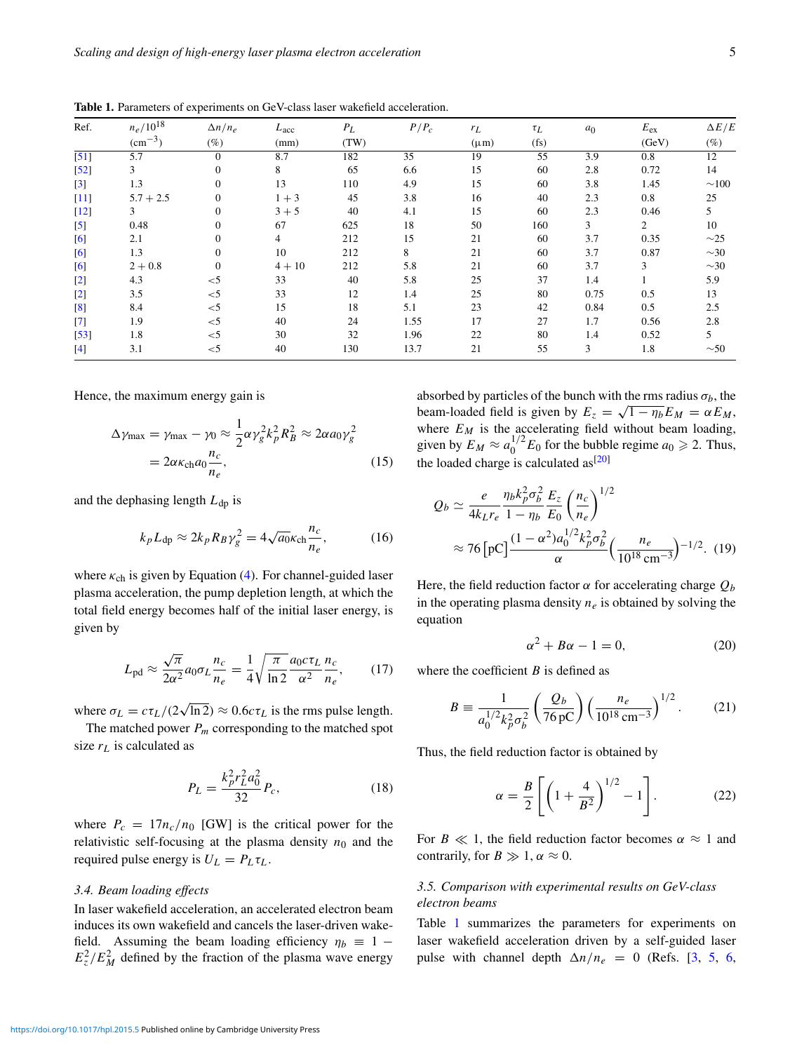**Table 1.** Parameters of experiments on GeV-class laser wakefield acceleration.

| Ref. | $n_e/10^{18}$ ($\mathrm{cm}^{-3}$) | $\Delta n/n_e$ (%) | $L_{\mathrm{acc}}$ (mm) | $P_L$ (TW) | $P/P_c$ | $r_L$ ($\mu$m) | $\tau_L$ (fs) | $a_0$ | $E_{\mathrm{ex}}$ (GeV) | $\Delta E/E$ (%) |
|---|---|---|---|---|---|---|---|---|---|---|
| [51] | 5.7 | 0 | 8.7 | 182 | 35 | 19 | 55 | 3.9 | 0.8 | 12 |
| [52] | 3 | 0 | 8 | 65 | 6.6 | 15 | 60 | 2.8 | 0.72 | 14 |
| [3] | 1.3 | 0 | 13 | 110 | 4.9 | 15 | 60 | 3.8 | 1.45 | ~100 |
| [11] | 5.7 + 2.5 | 0 | 1 + 3 | 45 | 3.8 | 16 | 40 | 2.3 | 0.8 | 25 |
| [12] | 3 | 0 | 3 + 5 | 40 | 4.1 | 15 | 60 | 2.3 | 0.46 | 5 |
| [5] | 0.48 | 0 | 67 | 625 | 18 | 50 | 160 | 3 | 2 | 10 |
| [6] | 2.1 | 0 | 4 | 212 | 15 | 21 | 60 | 3.7 | 0.35 | ~25 |
| [6] | 1.3 | 0 | 10 | 212 | 8 | 21 | 60 | 3.7 | 0.87 | ~30 |
| [6] | 2 + 0.8 | 0 | 4 + 10 | 212 | 5.8 | 21 | 60 | 3.7 | 3 | ~30 |
| [2] | 4.3 | <5 | 33 | 40 | 5.8 | 25 | 37 | 1.4 | 1 | 5.9 |
| [2] | 3.5 | <5 | 33 | 12 | 1.4 | 25 | 80 | 0.75 | 0.5 | 13 |
| [8] | 8.4 | <5 | 15 | 18 | 5.1 | 23 | 42 | 0.84 | 0.5 | 2.5 |
| [7] | 1.9 | <5 | 40 | 24 | 1.55 | 17 | 27 | 1.7 | 0.56 | 2.8 |
| [53] | 1.8 | <5 | 30 | 32 | 1.96 | 22 | 80 | 1.4 | 0.52 | 5 |
| [4] | 3.1 | <5 | 40 | 130 | 13.7 | 21 | 55 | 3 | 1.8 | ~50 |

Hence, the maximum energy gain is

$$\Delta\gamma_{\max} = \gamma_{\max} - \gamma_0 \approx \frac{1}{2}\alpha\gamma_g^2 k_p^2 R_B^2 \approx 2\alpha a_0 \gamma_g^2 = 2\alpha\kappa_{\mathrm{ch}} a_0 \frac{n_c}{n_e}, \tag{15}$$

and the dephasing length $L_{\mathrm{dp}}$ is

$$k_p L_{\mathrm{dp}} \approx 2k_p R_B \gamma_g^2 = 4\sqrt{a_0}\kappa_{\mathrm{ch}}\frac{n_c}{n_e}, \tag{16}$$

where $\kappa_{\mathrm{ch}}$ is given by Equation (4). For channel-guided laser plasma acceleration, the pump depletion length, at which the total field energy becomes half of the initial laser energy, is given by

$$L_{\mathrm{pd}} \approx \frac{\sqrt{\pi}}{2\alpha^2} a_0 \sigma_L \frac{n_c}{n_e} = \frac{1}{4}\sqrt{\frac{\pi}{\ln 2}}\frac{a_0 c\tau_L}{\alpha^2}\frac{n_c}{n_e}, \tag{17}$$

where $\sigma_L = c\tau_L/(2\sqrt{\ln 2}) \approx 0.6c\tau_L$ is the rms pulse length.

The matched power $P_m$ corresponding to the matched spot size $r_L$ is calculated as

$$P_L = \frac{k_p^2 r_L^2 a_0^2}{32} P_c, \tag{18}$$

where $P_c = 17n_c/n_0$ [GW] is the critical power for the relativistic self-focusing at the plasma density $n_0$ and the required pulse energy is $U_L = P_L\tau_L$.

### *3.4. Beam loading effects*

In laser wakefield acceleration, an accelerated electron beam induces its own wakefield and cancels the laser-driven wakefield. Assuming the beam loading efficiency $\eta_b \equiv 1 - E_z^2/E_M^2$ defined by the fraction of the plasma wave energy absorbed by particles of the bunch with the rms radius $\sigma_b$, the beam-loaded field is given by $E_z = \sqrt{1-\eta_b}E_M = \alpha E_M$, where $E_M$ is the accelerating field without beam loading, given by $E_M \approx a_0^{1/2}E_0$ for the bubble regime $a_0 \geqslant 2$. Thus, the loaded charge is calculated as[20]

$$Q_b \simeq \frac{e}{4k_L r_e}\frac{\eta_b k_p^2\sigma_b^2}{1-\eta_b}\frac{E_z}{E_0}\left(\frac{n_c}{n_e}\right)^{1/2} \approx 76\,[\mathrm{pC}]\frac{(1-\alpha^2)a_0^{1/2}k_p^2\sigma_b^2}{\alpha}\Big(\frac{n_e}{10^{18}\,\mathrm{cm}^{-3}}\Big)^{-1/2}. \tag{19}$$

Here, the field reduction factor $\alpha$ for accelerating charge $Q_b$ in the operating plasma density $n_e$ is obtained by solving the equation

$$\alpha^2 + B\alpha - 1 = 0, \tag{20}$$

where the coefficient $B$ is defined as

$$B \equiv \frac{1}{a_0^{1/2}k_p^2\sigma_b^2}\left(\frac{Q_b}{76\,\mathrm{pC}}\right)\left(\frac{n_e}{10^{18}\,\mathrm{cm}^{-3}}\right)^{1/2}. \tag{21}$$

Thus, the field reduction factor is obtained by

$$\alpha = \frac{B}{2}\left[\left(1+\frac{4}{B^2}\right)^{1/2} - 1\right]. \tag{22}$$

For $B \ll 1$, the field reduction factor becomes $\alpha \approx 1$ and contrarily, for $B \gg 1$, $\alpha \approx 0$.

### *3.5. Comparison with experimental results on GeV-class electron beams*

Table 1 summarizes the parameters for experiments on laser wakefield acceleration driven by a self-guided laser pulse with channel depth $\Delta n/n_e = 0$ (Refs. [3, 5, 6,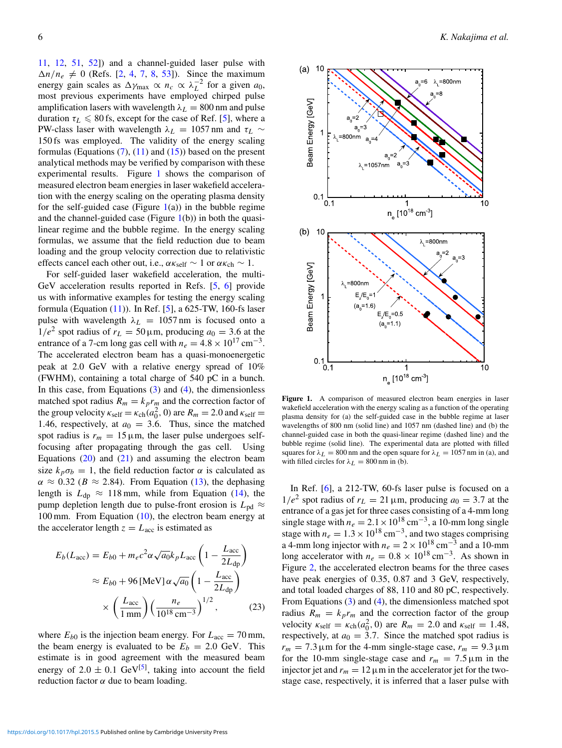11, 12, 51, 52]) and a channel-guided laser pulse with $\Delta n/n_e \neq 0$ (Refs. [2, 4, 7, 8, 53]). Since the maximum energy gain scales as $\Delta\gamma_{\max} \propto n_c \propto \lambda_L^{-2}$ for a given $a_0$, most previous experiments have employed chirped pulse amplification lasers with wavelength $\lambda_L = 800$ nm and pulse duration $\tau_L \leqslant 80$ fs, except for the case of Ref. [5], where a PW-class laser with wavelength $\lambda_L = 1057$ nm and $\tau_L \sim 150$ fs was employed. The validity of the energy scaling formulas (Equations (7), (11) and (15)) based on the present analytical methods may be verified by comparison with these experimental results. Figure 1 shows the comparison of measured electron beam energies in laser wakefield acceleration with the energy scaling on the operating plasma density for the self-guided case (Figure 1(a)) in the bubble regime and the channel-guided case (Figure 1(b)) in both the quasi-linear regime and the bubble regime. In the energy scaling formulas, we assume that the field reduction due to beam loading and the group velocity correction due to relativistic effects cancel each other out, i.e., $\alpha\kappa_{\rm self} \sim 1$ or $\alpha\kappa_{\rm ch} \sim 1$.

For self-guided laser wakefield acceleration, the multi-GeV acceleration results reported in Refs. [5, 6] provide us with informative examples for testing the energy scaling formula (Equation (11)). In Ref. [5], a 625-TW, 160-fs laser pulse with wavelength $\lambda_L = 1057$ nm is focused onto a $1/e^2$ spot radius of $r_L = 50\,\mu$m, producing $a_0 = 3.6$ at the entrance of a 7-cm long gas cell with $n_e = 4.8 \times 10^{17}\,{\rm cm}^{-3}$. The accelerated electron beam has a quasi-monoenergetic peak at 2.0 GeV with a relative energy spread of 10% (FWHM), containing a total charge of 540 pC in a bunch. In this case, from Equations (3) and (4), the dimensionless matched spot radius $R_m = k_p r_m$ and the correction factor of the group velocity $\kappa_{\rm self} = \kappa_{\rm ch}(a_0^2, 0)$ are $R_m = 2.0$ and $\kappa_{\rm self} = 1.46$, respectively, at $a_0 = 3.6$. Thus, since the matched spot radius is $r_m = 15\,\mu$m, the laser pulse undergoes self-focusing after propagating through the gas cell. Using Equations (20) and (21) and assuming the electron beam size $k_p\sigma_b = 1$, the field reduction factor $\alpha$ is calculated as $\alpha \approx 0.32$ ($B \approx 2.84$). From Equation (13), the dephasing length is $L_{\rm dp} \approx 118$ mm, while from Equation (14), the pump depletion length due to pulse-front erosion is $L_{\rm pd} \approx 100$ mm. From Equation (10), the electron beam energy at the accelerator length $z = L_{\rm acc}$ is estimated as

$$
\begin{aligned}
E_b(L_{\rm acc}) &= E_{b0} + m_e c^2 \alpha \sqrt{a_0} k_p L_{\rm acc}\left(1 - \frac{L_{\rm acc}}{2L_{\rm dp}}\right) \\
&\approx E_{b0} + 96\,[{\rm MeV}]\,\alpha\sqrt{a_0}\left(1 - \frac{L_{\rm acc}}{2L_{\rm dp}}\right) \\
&\quad \times \left(\frac{L_{\rm acc}}{1\,{\rm mm}}\right)\left(\frac{n_e}{10^{18}\,{\rm cm}^{-3}}\right)^{1/2}, \qquad (23)
\end{aligned}
$$

where $E_{b0}$ is the injection beam energy. For $L_{\rm acc} = 70$ mm, the beam energy is evaluated to be $E_b = 2.0$ GeV. This estimate is in good agreement with the measured beam energy of $2.0 \pm 0.1$ GeV[5], taking into account the field reduction factor $\alpha$ due to beam loading.

**Figure 1.** A comparison of measured electron beam energies in laser wakefield acceleration with the energy scaling as a function of the operating plasma density for (a) the self-guided case in the bubble regime at laser wavelengths of 800 nm (solid line) and 1057 nm (dashed line) and (b) the channel-guided case in both the quasi-linear regime (dashed line) and the bubble regime (solid line). The experimental data are plotted with filled squares for $\lambda_L = 800$ nm and the open square for $\lambda_L = 1057$ nm in (a), and with filled circles for $\lambda_L = 800$ nm in (b).

In Ref. [6], a 212-TW, 60-fs laser pulse is focused on a $1/e^2$ spot radius of $r_L = 21\,\mu$m, producing $a_0 = 3.7$ at the entrance of a gas jet for three cases consisting of a 4-mm long single stage with $n_e = 2.1 \times 10^{18}\,{\rm cm}^{-3}$, a 10-mm long single stage with $n_e = 1.3 \times 10^{18}\,{\rm cm}^{-3}$, and two stages comprising a 4-mm long injector with $n_e = 2 \times 10^{18}\,{\rm cm}^{-3}$ and a 10-mm long accelerator with $n_e = 0.8 \times 10^{18}\,{\rm cm}^{-3}$. As shown in Figure 2, the accelerated electron beams for the three cases have peak energies of 0.35, 0.87 and 3 GeV, respectively, and total loaded charges of 88, 110 and 80 pC, respectively. From Equations (3) and (4), the dimensionless matched spot radius $R_m = k_p r_m$ and the correction factor of the group velocity $\kappa_{\rm self} = \kappa_{\rm ch}(a_0^2, 0)$ are $R_m = 2.0$ and $\kappa_{\rm self} = 1.48$, respectively, at $a_0 = 3.7$. Since the matched spot radius is $r_m = 7.3\,\mu$m for the 4-mm single-stage case, $r_m = 9.3\,\mu$m for the 10-mm single-stage case and $r_m = 7.5\,\mu$m in the injector jet and $r_m = 12\,\mu$m in the accelerator jet for the two-stage case, respectively, it is inferred that a laser pulse with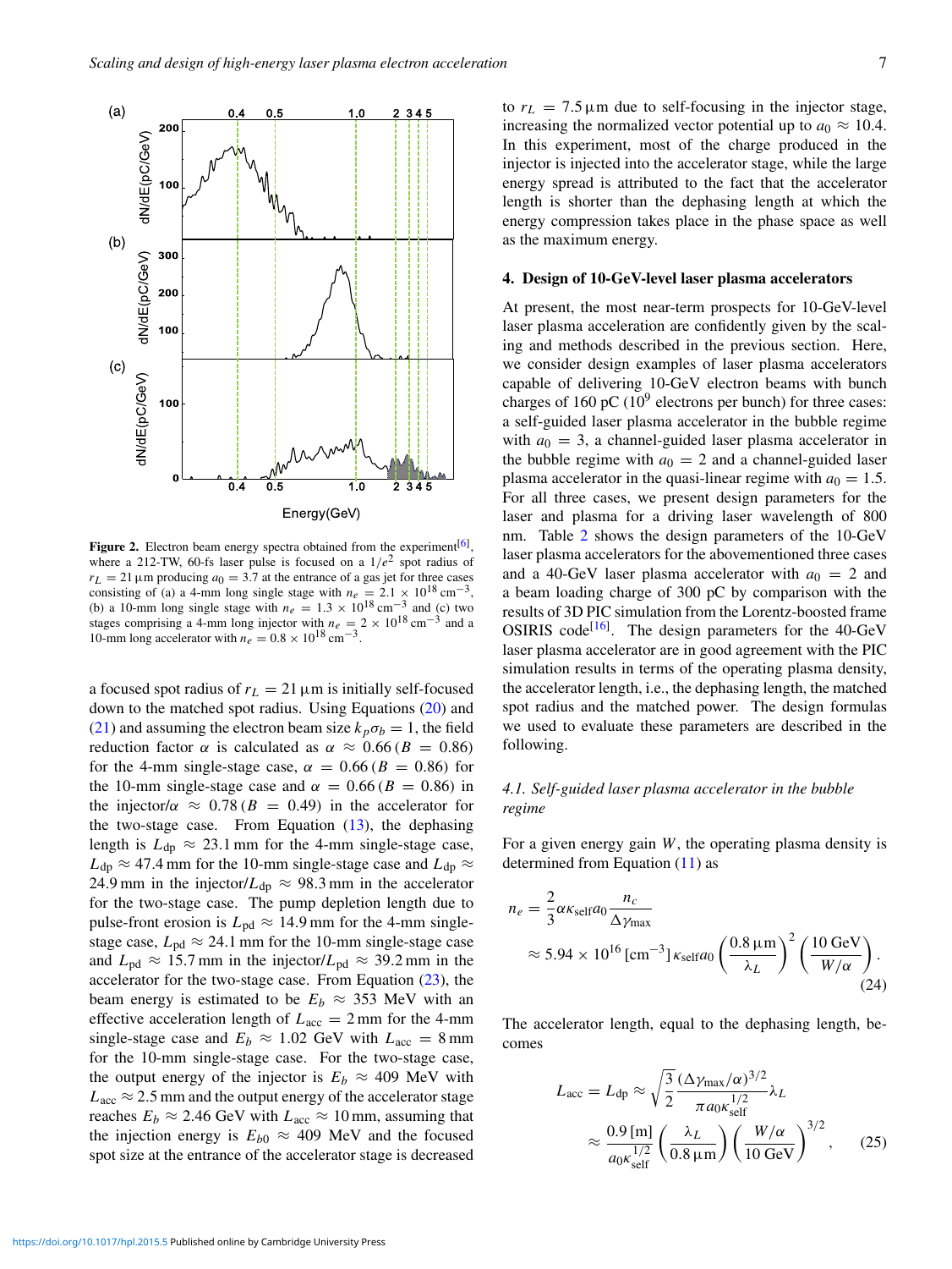Figure 2. Electron beam energy spectra obtained from the experiment[6], where a 212-TW, 60-fs laser pulse is focused on a $1/e^2$ spot radius of $r_L = 21\,\mu$m producing $a_0 = 3.7$ at the entrance of a gas jet for three cases consisting of (a) a 4-mm long single stage with $n_e = 2.1 \times 10^{18}\,\mathrm{cm}^{-3}$, (b) a 10-mm long single stage with $n_e = 1.3 \times 10^{18}\,\mathrm{cm}^{-3}$ and (c) two stages comprising a 4-mm long injector with $n_e = 2 \times 10^{18}\,\mathrm{cm}^{-3}$ and a 10-mm long accelerator with $n_e = 0.8 \times 10^{18}\,\mathrm{cm}^{-3}$.

a focused spot radius of $r_L = 21\,\mu$m is initially self-focused down to the matched spot radius. Using Equations (20) and (21) and assuming the electron beam size $k_p\sigma_b = 1$, the field reduction factor $\alpha$ is calculated as $\alpha \approx 0.66\,(B = 0.86)$ for the 4-mm single-stage case, $\alpha = 0.66\,(B = 0.86)$ for the 10-mm single-stage case and $\alpha = 0.66\,(B = 0.86)$ in the injector/$\alpha \approx 0.78\,(B = 0.49)$ in the accelerator for the two-stage case. From Equation (13), the dephasing length is $L_{\mathrm{dp}} \approx 23.1$ mm for the 4-mm single-stage case, $L_{\mathrm{dp}} \approx 47.4$ mm for the 10-mm single-stage case and $L_{\mathrm{dp}} \approx 24.9$ mm in the injector/$L_{\mathrm{dp}} \approx 98.3$ mm in the accelerator for the two-stage case. The pump depletion length due to pulse-front erosion is $L_{\mathrm{pd}} \approx 14.9$ mm for the 4-mm single-stage case, $L_{\mathrm{pd}} \approx 24.1$ mm for the 10-mm single-stage case and $L_{\mathrm{pd}} \approx 15.7$ mm in the injector/$L_{\mathrm{pd}} \approx 39.2$ mm in the accelerator for the two-stage case. From Equation (23), the beam energy is estimated to be $E_b \approx 353$ MeV with an effective acceleration length of $L_{\mathrm{acc}} = 2$ mm for the 4-mm single-stage case and $E_b \approx 1.02$ GeV with $L_{\mathrm{acc}} = 8$ mm for the 10-mm single-stage case. For the two-stage case, the output energy of the injector is $E_b \approx 409$ MeV with $L_{\mathrm{acc}} \approx 2.5$ mm and the output energy of the accelerator stage reaches $E_b \approx 2.46$ GeV with $L_{\mathrm{acc}} \approx 10$ mm, assuming that the injection energy is $E_{b0} \approx 409$ MeV and the focused spot size at the entrance of the accelerator stage is decreased to $r_L = 7.5\,\mu$m due to self-focusing in the injector stage, increasing the normalized vector potential up to $a_0 \approx 10.4$. In this experiment, most of the charge produced in the injector is injected into the accelerator stage, while the large energy spread is attributed to the fact that the accelerator length is shorter than the dephasing length at which the energy compression takes place in the phase space as well as the maximum energy.

## 4. Design of 10-GeV-level laser plasma accelerators

At present, the most near-term prospects for 10-GeV-level laser plasma acceleration are confidently given by the scaling and methods described in the previous section. Here, we consider design examples of laser plasma accelerators capable of delivering 10-GeV electron beams with bunch charges of 160 pC ($10^9$ electrons per bunch) for three cases: a self-guided laser plasma accelerator in the bubble regime with $a_0 = 3$, a channel-guided laser plasma accelerator in the bubble regime with $a_0 = 2$ and a channel-guided laser plasma accelerator in the quasi-linear regime with $a_0 = 1.5$. For all three cases, we present design parameters for the laser and plasma for a driving laser wavelength of 800 nm. Table 2 shows the design parameters of the 10-GeV laser plasma accelerators for the abovementioned three cases and a 40-GeV laser plasma accelerator with $a_0 = 2$ and a beam loading charge of 300 pC by comparison with the results of 3D PIC simulation from the Lorentz-boosted frame OSIRIS code[16]. The design parameters for the 40-GeV laser plasma accelerator are in good agreement with the PIC simulation results in terms of the operating plasma density, the accelerator length, i.e., the dephasing length, the matched spot radius and the matched power. The design formulas we used to evaluate these parameters are described in the following.

### *4.1. Self-guided laser plasma accelerator in the bubble regime*

For a given energy gain $W$, the operating plasma density is determined from Equation (11) as

$$n_e = \frac{2}{3}\alpha\kappa_{\mathrm{self}}a_0\frac{n_c}{\Delta\gamma_{\mathrm{max}}} \approx 5.94 \times 10^{16}\,[\mathrm{cm}^{-3}]\,\kappa_{\mathrm{self}}a_0\left(\frac{0.8\,\mu\mathrm{m}}{\lambda_L}\right)^2\left(\frac{10\,\mathrm{GeV}}{W/\alpha}\right). \quad (24)$$

The accelerator length, equal to the dephasing length, becomes

$$L_{\mathrm{acc}} = L_{\mathrm{dp}} \approx \sqrt{\frac{3}{2}}\frac{(\Delta\gamma_{\mathrm{max}}/\alpha)^{3/2}}{\pi a_0\kappa_{\mathrm{self}}^{1/2}}\lambda_L \approx \frac{0.9\,[\mathrm{m}]}{a_0\kappa_{\mathrm{self}}^{1/2}}\left(\frac{\lambda_L}{0.8\,\mu\mathrm{m}}\right)\left(\frac{W/\alpha}{10\,\mathrm{GeV}}\right)^{3/2}, \quad (25)$$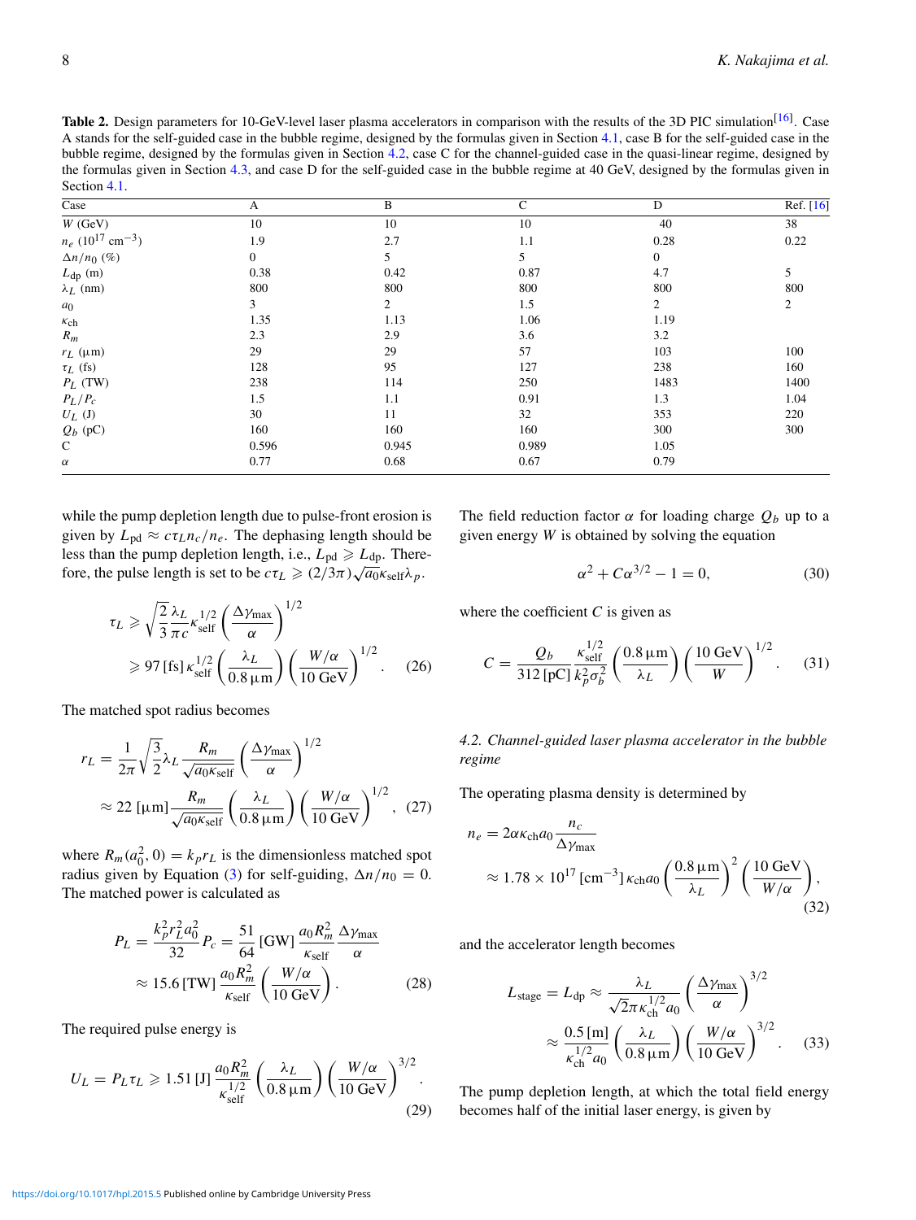**Table 2.** Design parameters for 10-GeV-level laser plasma accelerators in comparison with the results of the 3D PIC simulation[16]. Case A stands for the self-guided case in the bubble regime, designed by the formulas given in Section 4.1, case B for the self-guided case in the bubble regime, designed by the formulas given in Section 4.2, case C for the channel-guided case in the quasi-linear regime, designed by the formulas given in Section 4.3, and case D for the self-guided case in the bubble regime at 40 GeV, designed by the formulas given in Section 4.1.

| Case | A | B | C | D | Ref. [16] |
|---|---|---|---|---|---|
| $W$ (GeV) | 10 | 10 | 10 | 40 | 38 |
| $n_e$ ($10^{17}$ cm$^{-3}$) | 1.9 | 2.7 | 1.1 | 0.28 | 0.22 |
| $\Delta n/n_0$ (%) | 0 | 5 | 5 | 0 | |
| $L_{\rm dp}$ (m) | 0.38 | 0.42 | 0.87 | 4.7 | 5 |
| $\lambda_L$ (nm) | 800 | 800 | 800 | 800 | 800 |
| $a_0$ | 3 | 2 | 1.5 | 2 | 2 |
| $\kappa_{\rm ch}$ | 1.35 | 1.13 | 1.06 | 1.19 | |
| $R_m$ | 2.3 | 2.9 | 3.6 | 3.2 | |
| $r_L$ (μm) | 29 | 29 | 57 | 103 | 100 |
| $\tau_L$ (fs) | 128 | 95 | 127 | 238 | 160 |
| $P_L$ (TW) | 238 | 114 | 250 | 1483 | 1400 |
| $P_L/P_c$ | 1.5 | 1.1 | 0.91 | 1.3 | 1.04 |
| $U_L$ (J) | 30 | 11 | 32 | 353 | 220 |
| $Q_b$ (pC) | 160 | 160 | 160 | 300 | 300 |
| C | 0.596 | 0.945 | 0.989 | 1.05 | |
| $\alpha$ | 0.77 | 0.68 | 0.67 | 0.79 | |

while the pump depletion length due to pulse-front erosion is given by $L_{\rm pd} \approx c\tau_L n_c/n_e$. The dephasing length should be less than the pump depletion length, i.e., $L_{\rm pd} \geqslant L_{\rm dp}$. Therefore, the pulse length is set to be $c\tau_L \geqslant (2/3\pi)\sqrt{a_0\kappa_{\rm self}}\lambda_p$.

$$\tau_L \geqslant \sqrt{\frac{2}{3}}\frac{\lambda_L}{\pi c}\kappa_{\rm self}^{1/2}\left(\frac{\Delta\gamma_{\max}}{\alpha}\right)^{1/2} \geqslant 97\,[\rm fs]\,\kappa_{\rm self}^{1/2}\left(\frac{\lambda_L}{0.8\,\mu\rm m}\right)\left(\frac{W/\alpha}{10\,\rm GeV}\right)^{1/2}. \tag{26}$$

The matched spot radius becomes

$$r_L = \frac{1}{2\pi}\sqrt{\frac{3}{2}}\lambda_L\frac{R_m}{\sqrt{a_0\kappa_{\rm self}}}\left(\frac{\Delta\gamma_{\max}}{\alpha}\right)^{1/2} \approx 22\,[\mu\rm m]\frac{R_m}{\sqrt{a_0\kappa_{\rm self}}}\left(\frac{\lambda_L}{0.8\,\mu\rm m}\right)\left(\frac{W/\alpha}{10\,\rm GeV}\right)^{1/2}, \tag{27}$$

where $R_m(a_0^2, 0) = k_p r_L$ is the dimensionless matched spot radius given by Equation (3) for self-guiding, $\Delta n/n_0 = 0$. The matched power is calculated as

$$P_L = \frac{k_p^2 r_L^2 a_0^2}{32}P_c = \frac{51}{64}\,[\rm GW]\,\frac{a_0 R_m^2}{\kappa_{\rm self}}\frac{\Delta\gamma_{\max}}{\alpha} \approx 15.6\,[\rm TW]\,\frac{a_0 R_m^2}{\kappa_{\rm self}}\left(\frac{W/\alpha}{10\,\rm GeV}\right). \tag{28}$$

The required pulse energy is

$$U_L = P_L\tau_L \geqslant 1.51\,[\rm J]\,\frac{a_0 R_m^2}{\kappa_{\rm self}^{1/2}}\left(\frac{\lambda_L}{0.8\,\mu\rm m}\right)\left(\frac{W/\alpha}{10\,\rm GeV}\right)^{3/2}. \tag{29}$$

The field reduction factor $\alpha$ for loading charge $Q_b$ up to a given energy $W$ is obtained by solving the equation

$$\alpha^2 + C\alpha^{3/2} - 1 = 0, \tag{30}$$

where the coefficient $C$ is given as

$$C = \frac{Q_b}{312\,[\rm pC]}\frac{\kappa_{\rm self}^{1/2}}{k_p^2\sigma_b^2}\left(\frac{0.8\,\mu\rm m}{\lambda_L}\right)\left(\frac{10\,\rm GeV}{W}\right)^{1/2}. \tag{31}$$

### *4.2. Channel-guided laser plasma accelerator in the bubble regime*

The operating plasma density is determined by

$$n_e = 2\alpha\kappa_{\rm ch}a_0\frac{n_c}{\Delta\gamma_{\max}} \approx 1.78\times 10^{17}\,[\rm cm^{-3}]\,\kappa_{\rm ch}a_0\left(\frac{0.8\,\mu\rm m}{\lambda_L}\right)^2\left(\frac{10\,\rm GeV}{W/\alpha}\right), \tag{32}$$

and the accelerator length becomes

$$L_{\rm stage} = L_{\rm dp} \approx \frac{\lambda_L}{\sqrt{2}\pi\kappa_{\rm ch}^{1/2}a_0}\left(\frac{\Delta\gamma_{\max}}{\alpha}\right)^{3/2} \approx \frac{0.5\,[\rm m]}{\kappa_{\rm ch}^{1/2}a_0}\left(\frac{\lambda_L}{0.8\,\mu\rm m}\right)\left(\frac{W/\alpha}{10\,\rm GeV}\right)^{3/2}. \tag{33}$$

The pump depletion length, at which the total field energy becomes half of the initial laser energy, is given by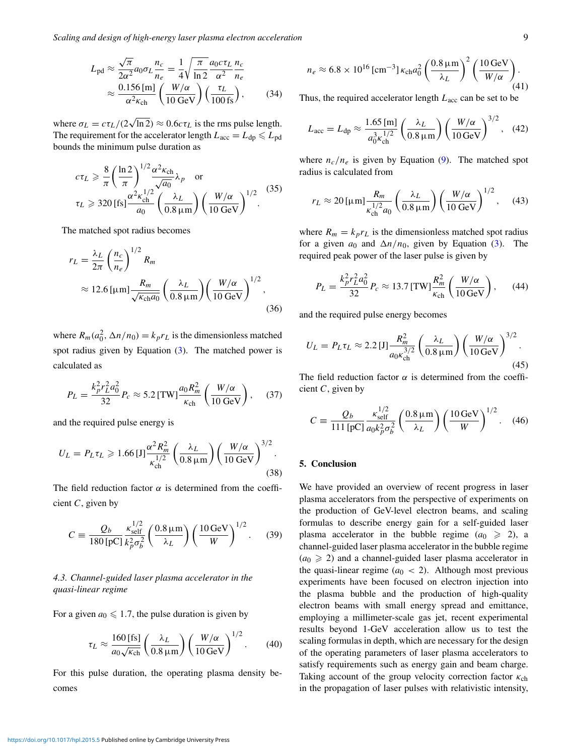$$L_{\mathrm{pd}} \approx \frac{\sqrt{\pi}}{2\alpha^2} a_0 \sigma_L \frac{n_c}{n_e} = \frac{1}{4}\sqrt{\frac{\pi}{\ln 2}} \frac{a_0 c\tau_L}{\alpha^2} \frac{n_c}{n_e} \approx \frac{0.156\,[\mathrm{m}]}{\alpha^2 \kappa_{\mathrm{ch}}} \left(\frac{W/\alpha}{10\,\mathrm{GeV}}\right) \left(\frac{\tau_L}{100\,\mathrm{fs}}\right), \quad (34)$$

where $\sigma_L = c\tau_L/(2\sqrt{\ln 2}) \approx 0.6c\tau_L$ is the rms pulse length. The requirement for the accelerator length $L_{\mathrm{acc}} = L_{\mathrm{dp}} \leqslant L_{\mathrm{pd}}$ bounds the minimum pulse duration as

$$c\tau_L \geqslant \frac{8}{\pi}\left(\frac{\ln 2}{\pi}\right)^{1/2} \frac{\alpha^2 \kappa_{\mathrm{ch}}}{\sqrt{a_0}} \lambda_p \quad \text{or} \quad \tau_L \geqslant 320\,[\mathrm{fs}] \frac{\alpha^2 \kappa_{\mathrm{ch}}^{1/2}}{a_0} \left(\frac{\lambda_L}{0.8\,\mu\mathrm{m}}\right) \left(\frac{W/\alpha}{10\,\mathrm{GeV}}\right)^{1/2}. \quad (35)$$

The matched spot radius becomes

$$r_L = \frac{\lambda_L}{2\pi}\left(\frac{n_c}{n_e}\right)^{1/2} R_m \approx 12.6\,[\mu\mathrm{m}] \frac{R_m}{\sqrt{\kappa_{\mathrm{ch}} a_0}} \left(\frac{\lambda_L}{0.8\,\mu\mathrm{m}}\right) \left(\frac{W/\alpha}{10\,\mathrm{GeV}}\right)^{1/2}, \quad (36)$$

where $R_m(a_0^2, \Delta n/n_0) = k_p r_L$ is the dimensionless matched spot radius given by Equation (3). The matched power is calculated as

$$P_L = \frac{k_p^2 r_L^2 a_0^2}{32} P_c \approx 5.2\,[\mathrm{TW}] \frac{a_0 R_m^2}{\kappa_{\mathrm{ch}}} \left(\frac{W/\alpha}{10\,\mathrm{GeV}}\right), \quad (37)$$

and the required pulse energy is

$$U_L = P_L \tau_L \geqslant 1.66\,[\mathrm{J}] \frac{\alpha^2 R_m^2}{\kappa_{\mathrm{ch}}^{1/2}} \left(\frac{\lambda_L}{0.8\,\mu\mathrm{m}}\right) \left(\frac{W/\alpha}{10\,\mathrm{GeV}}\right)^{3/2}. \quad (38)$$

The field reduction factor $\alpha$ is determined from the coefficient $C$, given by

$$C \equiv \frac{Q_b}{180\,[\mathrm{pC}]} \frac{\kappa_{\mathrm{self}}^{1/2}}{k_p^2 \sigma_b^2} \left(\frac{0.8\,\mu\mathrm{m}}{\lambda_L}\right) \left(\frac{10\,\mathrm{GeV}}{W}\right)^{1/2}. \quad (39)$$

### *4.3. Channel-guided laser plasma accelerator in the quasi-linear regime*

For a given $a_0 \leqslant 1.7$, the pulse duration is given by

$$\tau_L \approx \frac{160\,[\mathrm{fs}]}{a_0\sqrt{\kappa_{\mathrm{ch}}}} \left(\frac{\lambda_L}{0.8\,\mu\mathrm{m}}\right) \left(\frac{W/\alpha}{10\,\mathrm{GeV}}\right)^{1/2}. \quad (40)$$

For this pulse duration, the operating plasma density becomes

$$n_e \approx 6.8 \times 10^{16}\,[\mathrm{cm}^{-3}]\, \kappa_{\mathrm{ch}} a_0^2 \left(\frac{0.8\,\mu\mathrm{m}}{\lambda_L}\right)^2 \left(\frac{10\,\mathrm{GeV}}{W/\alpha}\right). \quad (41)$$

Thus, the required accelerator length $L_{\mathrm{acc}}$ can be set to be

$$L_{\mathrm{acc}} = L_{\mathrm{dp}} \approx \frac{1.65\,[\mathrm{m}]}{a_0^3 \kappa_{\mathrm{ch}}^{1/2}} \left(\frac{\lambda_L}{0.8\,\mu\mathrm{m}}\right) \left(\frac{W/\alpha}{10\,\mathrm{GeV}}\right)^{3/2}, \quad (42)$$

where $n_c/n_e$ is given by Equation (9). The matched spot radius is calculated from

$$r_L \approx 20\,[\mu\mathrm{m}] \frac{R_m}{\kappa_{\mathrm{ch}}^{1/2} a_0} \left(\frac{\lambda_L}{0.8\,\mu\mathrm{m}}\right) \left(\frac{W/\alpha}{10\,\mathrm{GeV}}\right)^{1/2}, \quad (43)$$

where $R_m = k_p r_L$ is the dimensionless matched spot radius for a given $a_0$ and $\Delta n/n_0$, given by Equation (3). The required peak power of the laser pulse is given by

$$P_L = \frac{k_p^2 r_L^2 a_0^2}{32} P_c \approx 13.7\,[\mathrm{TW}] \frac{R_m^2}{\kappa_{\mathrm{ch}}} \left(\frac{W/\alpha}{10\,\mathrm{GeV}}\right), \quad (44)$$

and the required pulse energy becomes

$$U_L = P_L \tau_L \approx 2.2\,[\mathrm{J}] \frac{R_m^2}{a_0 \kappa_{\mathrm{ch}}^{3/2}} \left(\frac{\lambda_L}{0.8\,\mu\mathrm{m}}\right) \left(\frac{W/\alpha}{10\,\mathrm{GeV}}\right)^{3/2}. \quad (45)$$

The field reduction factor $\alpha$ is determined from the coefficient $C$, given by

$$C \equiv \frac{Q_b}{111\,[\mathrm{pC}]} \frac{\kappa_{\mathrm{self}}^{1/2}}{a_0 k_p^2 \sigma_b^2} \left(\frac{0.8\,\mu\mathrm{m}}{\lambda_L}\right) \left(\frac{10\,\mathrm{GeV}}{W}\right)^{1/2}. \quad (46)$$

## 5. Conclusion

We have provided an overview of recent progress in laser plasma accelerators from the perspective of experiments on the production of GeV-level electron beams, and scaling formulas to describe energy gain for a self-guided laser plasma accelerator in the bubble regime ($a_0 \geqslant 2$), a channel-guided laser plasma accelerator in the bubble regime ($a_0 \geqslant 2$) and a channel-guided laser plasma accelerator in the quasi-linear regime ($a_0 < 2$). Although most previous experiments have been focused on electron injection into the plasma bubble and the production of high-quality electron beams with small energy spread and emittance, employing a millimeter-scale gas jet, recent experimental results beyond 1-GeV acceleration allow us to test the scaling formulas in depth, which are necessary for the design of the operating parameters of laser plasma accelerators to satisfy requirements such as energy gain and beam charge. Taking account of the group velocity correction factor $\kappa_{\mathrm{ch}}$ in the propagation of laser pulses with relativistic intensity,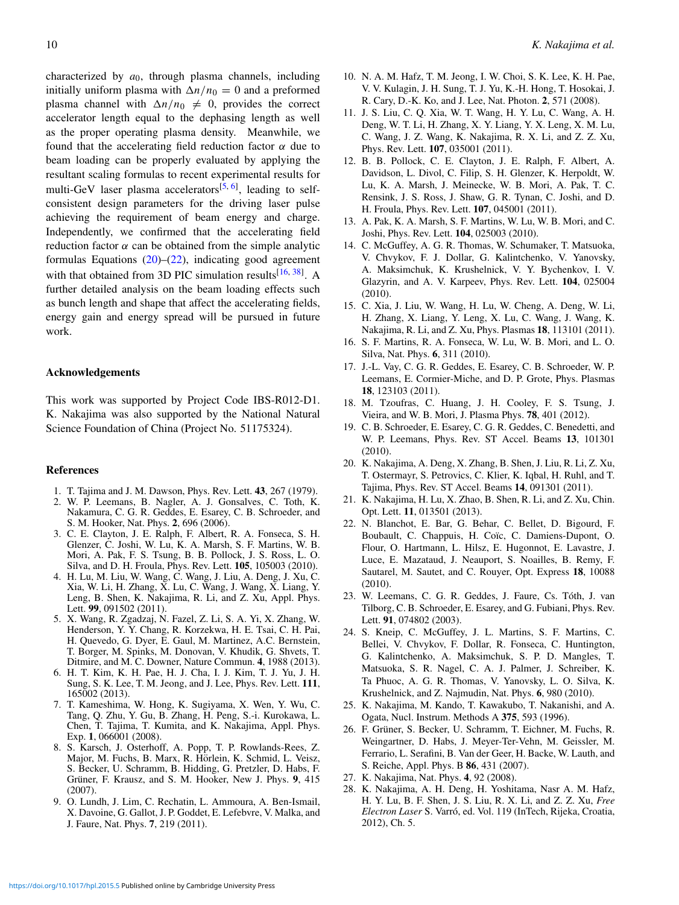characterized by $a_0$, through plasma channels, including initially uniform plasma with $\Delta n/n_0 = 0$ and a preformed plasma channel with $\Delta n/n_0 \neq 0$, provides the correct accelerator length equal to the dephasing length as well as the proper operating plasma density. Meanwhile, we found that the accelerating field reduction factor $\alpha$ due to beam loading can be properly evaluated by applying the resultant scaling formulas to recent experimental results for multi-GeV laser plasma accelerators[5, 6], leading to self-consistent design parameters for the driving laser pulse achieving the requirement of beam energy and charge. Independently, we confirmed that the accelerating field reduction factor $\alpha$ can be obtained from the simple analytic formulas Equations (20)–(22), indicating good agreement with that obtained from 3D PIC simulation results[16, 38]. A further detailed analysis on the beam loading effects such as bunch length and shape that affect the accelerating fields, energy gain and energy spread will be pursued in future work.

## Acknowledgements

This work was supported by Project Code IBS-R012-D1. K. Nakajima was also supported by the National Natural Science Foundation of China (Project No. 51175324).

## References

1. T. Tajima and J. M. Dawson, Phys. Rev. Lett. **43**, 267 (1979).
2. W. P. Leemans, B. Nagler, A. J. Gonsalves, C. Toth, K. Nakamura, C. G. R. Geddes, E. Esarey, C. B. Schroeder, and S. M. Hooker, Nat. Phys. **2**, 696 (2006).
3. C. E. Clayton, J. E. Ralph, F. Albert, R. A. Fonseca, S. H. Glenzer, C. Joshi, W. Lu, K. A. Marsh, S. F. Martins, W. B. Mori, A. Pak, F. S. Tsung, B. B. Pollock, J. S. Ross, L. O. Silva, and D. H. Froula, Phys. Rev. Lett. **105**, 105003 (2010).
4. H. Lu, M. Liu, W. Wang, C. Wang, J. Liu, A. Deng, J. Xu, C. Xia, W. Li, H. Zhang, X. Lu, C. Wang, J. Wang, X. Liang, Y. Leng, B. Shen, K. Nakajima, R. Li, and Z. Xu, Appl. Phys. Lett. **99**, 091502 (2011).
5. X. Wang, R. Zgadzaj, N. Fazel, Z. Li, S. A. Yi, X. Zhang, W. Henderson, Y. Y. Chang, R. Korzekwa, H. E. Tsai, C. H. Pai, H. Quevedo, G. Dyer, E. Gaul, M. Martinez, A.C. Bernstein, T. Borger, M. Spinks, M. Donovan, V. Khudik, G. Shvets, T. Ditmire, and M. C. Downer, Nature Commun. **4**, 1988 (2013).
6. H. T. Kim, K. H. Pae, H. J. Cha, I. J. Kim, T. J. Yu, J. H. Sung, S. K. Lee, T. M. Jeong, and J. Lee, Phys. Rev. Lett. **111**, 165002 (2013).
7. T. Kameshima, W. Hong, K. Sugiyama, X. Wen, Y. Wu, C. Tang, Q. Zhu, Y. Gu, B. Zhang, H. Peng, S.-i. Kurokawa, L. Chen, T. Tajima, T. Kumita, and K. Nakajima, Appl. Phys. Exp. **1**, 066001 (2008).
8. S. Karsch, J. Osterhoff, A. Popp, T. P. Rowlands-Rees, Z. Major, M. Fuchs, B. Marx, R. Hörlein, K. Schmid, L. Veisz, S. Becker, U. Schramm, B. Hidding, G. Pretzler, D. Habs, F. Grüner, F. Krausz, and S. M. Hooker, New J. Phys. **9**, 415 (2007).
9. O. Lundh, J. Lim, C. Rechatin, L. Ammoura, A. Ben-Ismail, X. Davoine, G. Gallot, J. P. Goddet, E. Lefebvre, V. Malka, and J. Faure, Nat. Phys. **7**, 219 (2011).
10. N. A. M. Hafz, T. M. Jeong, I. W. Choi, S. K. Lee, K. H. Pae, V. V. Kulagin, J. H. Sung, T. J. Yu, K.-H. Hong, T. Hosokai, J. R. Cary, D.-K. Ko, and J. Lee, Nat. Photon. **2**, 571 (2008).
11. J. S. Liu, C. Q. Xia, W. T. Wang, H. Y. Lu, C. Wang, A. H. Deng, W. T. Li, H. Zhang, X. Y. Liang, Y. X. Leng, X. M. Lu, C. Wang, J. Z. Wang, K. Nakajima, R. X. Li, and Z. Z. Xu, Phys. Rev. Lett. **107**, 035001 (2011).
12. B. B. Pollock, C. E. Clayton, J. E. Ralph, F. Albert, A. Davidson, L. Divol, C. Filip, S. H. Glenzer, K. Herpoldt, W. Lu, K. A. Marsh, J. Meinecke, W. B. Mori, A. Pak, T. C. Rensink, J. S. Ross, J. Shaw, G. R. Tynan, C. Joshi, and D. H. Froula, Phys. Rev. Lett. **107**, 045001 (2011).
13. A. Pak, K. A. Marsh, S. F. Martins, W. Lu, W. B. Mori, and C. Joshi, Phys. Rev. Lett. **104**, 025003 (2010).
14. C. McGuffey, A. G. R. Thomas, W. Schumaker, T. Matsuoka, V. Chvykov, F. J. Dollar, G. Kalintchenko, V. Yanovsky, A. Maksimchuk, K. Krushelnick, V. Y. Bychenkov, I. V. Glazyrin, and A. V. Karpeev, Phys. Rev. Lett. **104**, 025004 (2010).
15. C. Xia, J. Liu, W. Wang, H. Lu, W. Cheng, A. Deng, W. Li, H. Zhang, X. Liang, Y. Leng, X. Lu, C. Wang, J. Wang, K. Nakajima, R. Li, and Z. Xu, Phys. Plasmas **18**, 113101 (2011).
16. S. F. Martins, R. A. Fonseca, W. Lu, W. B. Mori, and L. O. Silva, Nat. Phys. **6**, 311 (2010).
17. J.-L. Vay, C. G. R. Geddes, E. Esarey, C. B. Schroeder, W. P. Leemans, E. Cormier-Miche, and D. P. Grote, Phys. Plasmas **18**, 123103 (2011).
18. M. Tzoufras, C. Huang, J. H. Cooley, F. S. Tsung, J. Vieira, and W. B. Mori, J. Plasma Phys. **78**, 401 (2012).
19. C. B. Schroeder, E. Esarey, C. G. R. Geddes, C. Benedetti, and W. P. Leemans, Phys. Rev. ST Accel. Beams **13**, 101301 (2010).
20. K. Nakajima, A. Deng, X. Zhang, B. Shen, J. Liu, R. Li, Z. Xu, T. Ostermayr, S. Petrovics, C. Klier, K. Iqbal, H. Ruhl, and T. Tajima, Phys. Rev. ST Accel. Beams **14**, 091301 (2011).
21. K. Nakajima, H. Lu, X. Zhao, B. Shen, R. Li, and Z. Xu, Chin. Opt. Lett. **11**, 013501 (2013).
22. N. Blanchot, E. Bar, G. Behar, C. Bellet, D. Bigourd, F. Boubault, C. Chappuis, H. Coïc, C. Damiens-Dupont, O. Flour, O. Hartmann, L. Hilsz, E. Hugonnot, E. Lavastre, J. Luce, E. Mazataud, J. Neauport, S. Noailles, B. Remy, F. Sautarel, M. Sautet, and C. Rouyer, Opt. Express **18**, 10088 (2010).
23. W. Leemans, C. G. R. Geddes, J. Faure, Cs. Tóth, J. van Tilborg, C. B. Schroeder, E. Esarey, and G. Fubiani, Phys. Rev. Lett. **91**, 074802 (2003).
24. S. Kneip, C. McGuffey, J. L. Martins, S. F. Martins, C. Bellei, V. Chvykov, F. Dollar, R. Fonseca, C. Huntington, G. Kalintchenko, A. Maksimchuk, S. P. D. Mangles, T. Matsuoka, S. R. Nagel, C. A. J. Palmer, J. Schreiber, K. Ta Phuoc, A. G. R. Thomas, V. Yanovsky, L. O. Silva, K. Krushelnick, and Z. Najmudin, Nat. Phys. **6**, 980 (2010).
25. K. Nakajima, M. Kando, T. Kawakubo, T. Nakanishi, and A. Ogata, Nucl. Instrum. Methods A **375**, 593 (1996).
26. F. Grüner, S. Becker, U. Schramm, T. Eichner, M. Fuchs, R. Weingartner, D. Habs, J. Meyer-Ter-Vehn, M. Geissler, M. Ferrario, L. Serafini, B. Van der Geer, H. Backe, W. Lauth, and S. Reiche, Appl. Phys. B **86**, 431 (2007).
27. K. Nakajima, Nat. Phys. **4**, 92 (2008).
28. K. Nakajima, A. H. Deng, H. Yoshitama, Nasr A. M. Hafz, H. Y. Lu, B. F. Shen, J. S. Liu, R. X. Li, and Z. Z. Xu, *Free Electron Laser* S. Varró, ed. Vol. 119 (InTech, Rijeka, Croatia, 2012), Ch. 5.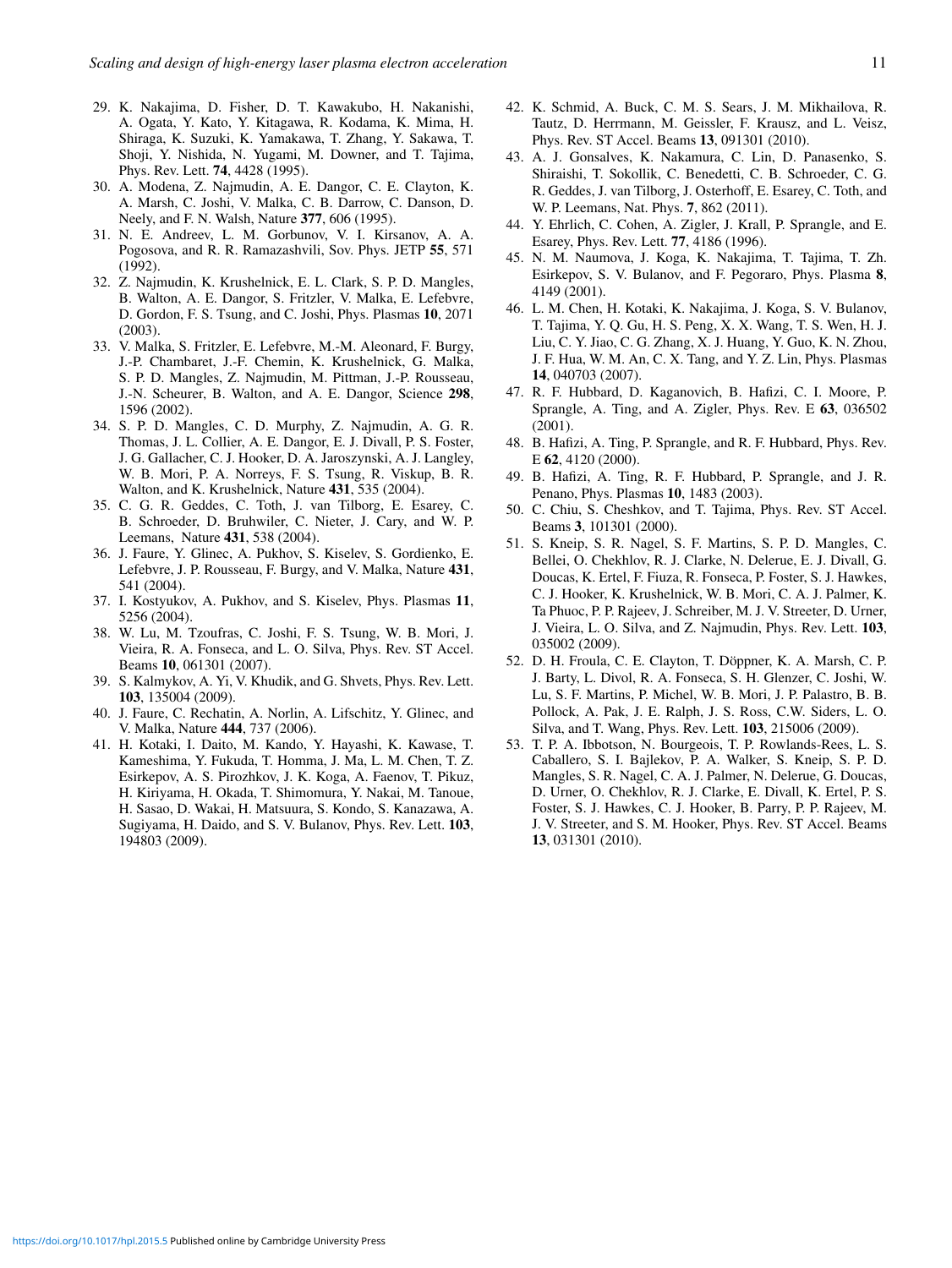29. K. Nakajima, D. Fisher, D. T. Kawakubo, H. Nakanishi, A. Ogata, Y. Kato, Y. Kitagawa, R. Kodama, K. Mima, H. Shiraga, K. Suzuki, K. Yamakawa, T. Zhang, Y. Sakawa, T. Shoji, Y. Nishida, N. Yugami, M. Downer, and T. Tajima, Phys. Rev. Lett. **74**, 4428 (1995).
30. A. Modena, Z. Najmudin, A. E. Dangor, C. E. Clayton, K. A. Marsh, C. Joshi, V. Malka, C. B. Darrow, C. Danson, D. Neely, and F. N. Walsh, Nature **377**, 606 (1995).
31. N. E. Andreev, L. M. Gorbunov, V. I. Kirsanov, A. A. Pogosova, and R. R. Ramazashvili, Sov. Phys. JETP **55**, 571 (1992).
32. Z. Najmudin, K. Krushelnick, E. L. Clark, S. P. D. Mangles, B. Walton, A. E. Dangor, S. Fritzler, V. Malka, E. Lefebvre, D. Gordon, F. S. Tsung, and C. Joshi, Phys. Plasmas **10**, 2071 (2003).
33. V. Malka, S. Fritzler, E. Lefebvre, M.-M. Aleonard, F. Burgy, J.-P. Chambaret, J.-F. Chemin, K. Krushelnick, G. Malka, S. P. D. Mangles, Z. Najmudin, M. Pittman, J.-P. Rousseau, J.-N. Scheurer, B. Walton, and A. E. Dangor, Science **298**, 1596 (2002).
34. S. P. D. Mangles, C. D. Murphy, Z. Najmudin, A. G. R. Thomas, J. L. Collier, A. E. Dangor, E. J. Divall, P. S. Foster, J. G. Gallacher, C. J. Hooker, D. A. Jaroszynski, A. J. Langley, W. B. Mori, P. A. Norreys, F. S. Tsung, R. Viskup, B. R. Walton, and K. Krushelnick, Nature **431**, 535 (2004).
35. C. G. R. Geddes, C. Toth, J. van Tilborg, E. Esarey, C. B. Schroeder, D. Bruhwiler, C. Nieter, J. Cary, and W. P. Leemans, Nature **431**, 538 (2004).
36. J. Faure, Y. Glinec, A. Pukhov, S. Kiselev, S. Gordienko, E. Lefebvre, J. P. Rousseau, F. Burgy, and V. Malka, Nature **431**, 541 (2004).
37. I. Kostyukov, A. Pukhov, and S. Kiselev, Phys. Plasmas **11**, 5256 (2004).
38. W. Lu, M. Tzoufras, C. Joshi, F. S. Tsung, W. B. Mori, J. Vieira, R. A. Fonseca, and L. O. Silva, Phys. Rev. ST Accel. Beams **10**, 061301 (2007).
39. S. Kalmykov, A. Yi, V. Khudik, and G. Shvets, Phys. Rev. Lett. **103**, 135004 (2009).
40. J. Faure, C. Rechatin, A. Norlin, A. Lifschitz, Y. Glinec, and V. Malka, Nature **444**, 737 (2006).
41. H. Kotaki, I. Daito, M. Kando, Y. Hayashi, K. Kawase, T. Kameshima, Y. Fukuda, T. Homma, J. Ma, L. M. Chen, T. Z. Esirkepov, A. S. Pirozhkov, J. K. Koga, A. Faenov, T. Pikuz, H. Kiriyama, H. Okada, T. Shimomura, Y. Nakai, M. Tanoue, H. Sasao, D. Wakai, H. Matsuura, S. Kondo, S. Kanazawa, A. Sugiyama, H. Daido, and S. V. Bulanov, Phys. Rev. Lett. **103**, 194803 (2009).
42. K. Schmid, A. Buck, C. M. S. Sears, J. M. Mikhailova, R. Tautz, D. Herrmann, M. Geissler, F. Krausz, and L. Veisz, Phys. Rev. ST Accel. Beams **13**, 091301 (2010).
43. A. J. Gonsalves, K. Nakamura, C. Lin, D. Panasenko, S. Shiraishi, T. Sokollik, C. Benedetti, C. B. Schroeder, C. G. R. Geddes, J. van Tilborg, J. Osterhoff, E. Esarey, C. Toth, and W. P. Leemans, Nat. Phys. **7**, 862 (2011).
44. Y. Ehrlich, C. Cohen, A. Zigler, J. Krall, P. Sprangle, and E. Esarey, Phys. Rev. Lett. **77**, 4186 (1996).
45. N. M. Naumova, J. Koga, K. Nakajima, T. Tajima, T. Zh. Esirkepov, S. V. Bulanov, and F. Pegoraro, Phys. Plasma **8**, 4149 (2001).
46. L. M. Chen, H. Kotaki, K. Nakajima, J. Koga, S. V. Bulanov, T. Tajima, Y. Q. Gu, H. S. Peng, X. X. Wang, T. S. Wen, H. J. Liu, C. Y. Jiao, C. G. Zhang, X. J. Huang, Y. Guo, K. N. Zhou, J. F. Hua, W. M. An, C. X. Tang, and Y. Z. Lin, Phys. Plasmas **14**, 040703 (2007).
47. R. F. Hubbard, D. Kaganovich, B. Hafizi, C. I. Moore, P. Sprangle, A. Ting, and A. Zigler, Phys. Rev. E **63**, 036502 (2001).
48. B. Hafizi, A. Ting, P. Sprangle, and R. F. Hubbard, Phys. Rev. E **62**, 4120 (2000).
49. B. Hafizi, A. Ting, R. F. Hubbard, P. Sprangle, and J. R. Penano, Phys. Plasmas **10**, 1483 (2003).
50. C. Chiu, S. Cheshkov, and T. Tajima, Phys. Rev. ST Accel. Beams **3**, 101301 (2000).
51. S. Kneip, S. R. Nagel, S. F. Martins, S. P. D. Mangles, C. Bellei, O. Chekhlov, R. J. Clarke, N. Delerue, E. J. Divall, G. Doucas, K. Ertel, F. Fiuza, R. Fonseca, P. Foster, S. J. Hawkes, C. J. Hooker, K. Krushelnick, W. B. Mori, C. A. J. Palmer, K. Ta Phuoc, P. P. Rajeev, J. Schreiber, M. J. V. Streeter, D. Urner, J. Vieira, L. O. Silva, and Z. Najmudin, Phys. Rev. Lett. **103**, 035002 (2009).
52. D. H. Froula, C. E. Clayton, T. Döppner, K. A. Marsh, C. P. J. Barty, L. Divol, R. A. Fonseca, S. H. Glenzer, C. Joshi, W. Lu, S. F. Martins, P. Michel, W. B. Mori, J. P. Palastro, B. B. Pollock, A. Pak, J. E. Ralph, J. S. Ross, C.W. Siders, L. O. Silva, and T. Wang, Phys. Rev. Lett. **103**, 215006 (2009).
53. T. P. A. Ibbotson, N. Bourgeois, T. P. Rowlands-Rees, L. S. Caballero, S. I. Bajlekov, P. A. Walker, S. Kneip, S. P. D. Mangles, S. R. Nagel, C. A. J. Palmer, N. Delerue, G. Doucas, D. Urner, O. Chekhlov, R. J. Clarke, E. Divall, K. Ertel, P. S. Foster, S. J. Hawkes, C. J. Hooker, B. Parry, P. P. Rajeev, M. J. V. Streeter, and S. M. Hooker, Phys. Rev. ST Accel. Beams **13**, 031301 (2010).